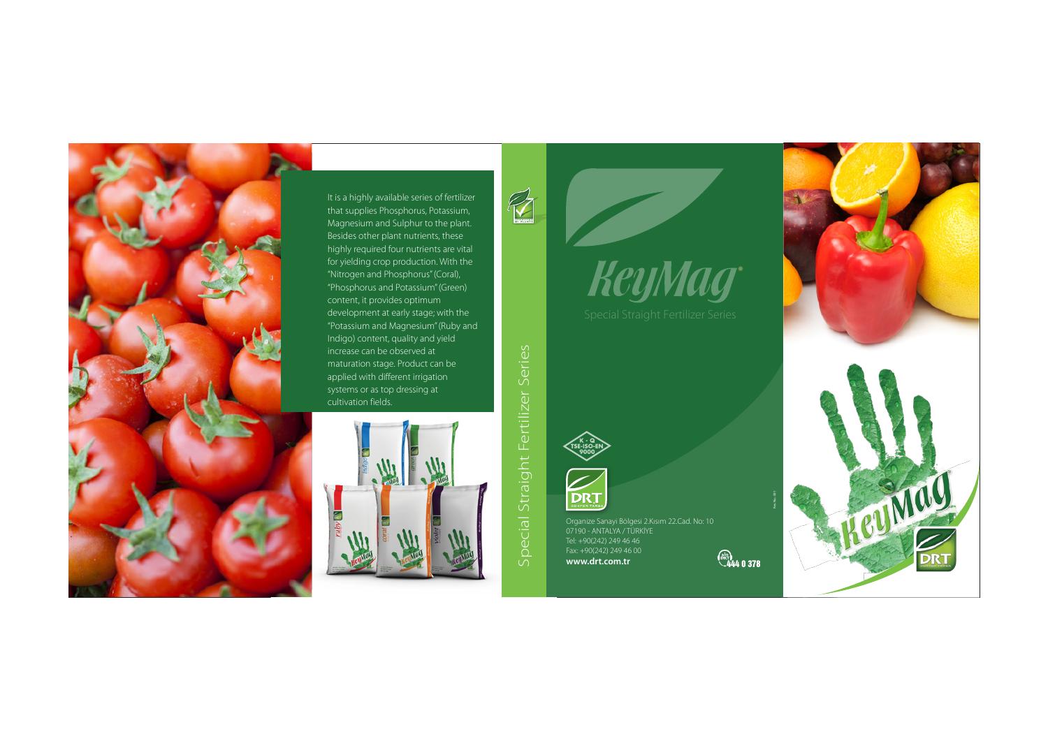It is a highly available series of fertilizer that supplies Phosphorus, Potassium, Magnesium and Sulphur to the plant. Besides other plant nutrients, these highly required four nutrients are vital for yielding crop production. With the "Nitrogen and Phosphorus" (Coral), "Phosphorus and Potassium" (Green) content, it provides optimum development at early stage; with the "Potassium and Magnesium" (Ruby and Indigo) content, quality and yield increase can be observed at maturation stage. Product can be applied with different irrigation systems or as top dressing at cultivation fields.

Special Straight Fertilizer Series

# KeyMag

Special Straight Fertilizer Series

K-Q TSE-ISO-EN 9000

DRT

Organize Sanayi Bölgesi 2.Kısım 22.Cad. No: 10
07190 - ANTALYA / TÜRKİYE
Tel: +90(242) 249 46 46
Fax: +90(242) 249 46 00
**www.drt.com.tr**

444 0 378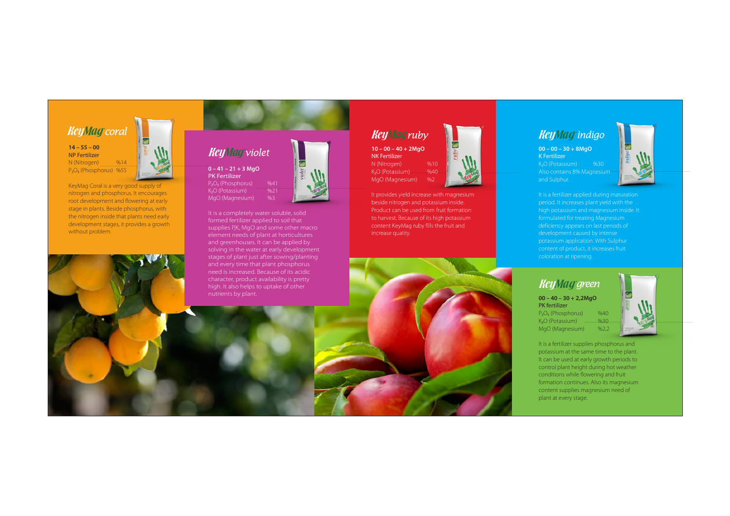## KeyMag coral

**14 – 55 – 00**
**NP Fertilizer**

| | |
|---|---|
| N (Nitrogen) | %14 |
| $P_2O_5$ (Phosphorus) | %55 |

KeyMag Coral is a very good supply of nitrogen and phosphorus. It encourages root development and flowering at early stage in plants. Beside phosphorus, with the nitrogen inside that plants need early development stages, it provides a growth without problem.

## KeyMag violet

**0 – 41 – 21 + 3 MgO**
**PK Fertilizer**

| | |
|---|---|
| $P_2O_5$ (Phosphorus) | %41 |
| $K_2O$ (Potassium) | %21 |
| MgO (Magnesium) | %3 |

It is a completely water soluble, solid formed fertilizer applied to soil that supplies P,K, MgO and some other macro element needs of plant at horticultures and greenhouses. It can be applied by solving in the water at early development stages of plant just after sowing/planting and every time that plant phosphorus need is increased. Because of its acidic character, product availability is pretty high. It also helps to uptake of other nutrients by plant.

## KeyMag ruby

**10 – 00 – 40 + 2MgO**
**NK Fertilizer**

| | |
|---|---|
| N (Nitrogen) | %10 |
| $K_2O$ (Potassium) | %40 |
| MgO (Magnesium) | %2 |

It provides yield increase with magnesium beside nitrogen and potassium inside. Product can be used from fruit formation to harvest. Because of its high potassium content KeyMag ruby fills the fruit and increase quality.

## KeyMag indigo

**00 – 00 – 30 + 8MgO**
**K Fertilizer**

| | |
|---|---|
| $K_2O$ (Potassium) | %30 |

Also contains 8% Magnesium and Sulphur.

It is a fertilizer applied during maturation period. It increases plant yield with the high potassium and magnesium inside. It formulated for treating Magnesium deficiency appears on last periods of development caused by intense potassium application. With Sulphur content of product, it increases fruit coloration at ripening.

## KeyMag green

**00 – 40 – 30 + 2,2MgO**
**PK fertilizer**

| | |
|---|---|
| $P_2O_5$ (Phosphorus) | %40 |
| $K_2O$ (Potassium) | %30 |
| MgO (Magnesium) | %2,2 |

It is a fertilizer supplies phosphorus and potassium at the same time to the plant. It can be used at early growth periods to control plant height during hot weather conditions while flowering and fruit formation continues. Also its magnesium content supplies magnesium need of plant at every stage.